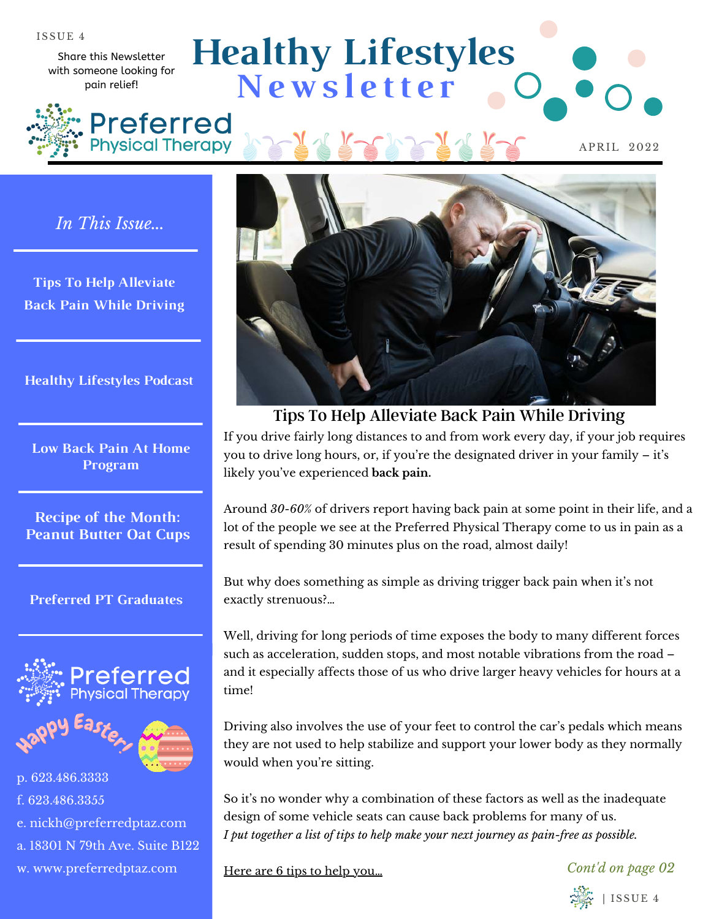ISSUE 4

Share this Newsletter with someone looking for pain relief!

# Healthy Lifestyles Newsletter

Preferred Physical Therapy

APRIL 2022

*In This Issue...*

**Tips To Help Alleviate Back Pain While Driving**

**Healthy Lifestyles Podcast**

**Low Back Pain At Home Program**

**Recipe of the Month: Peanut Butter Oat Cups**

**Preferred PT Graduates**

Preferred Physical Therapy

Happy Easter!

p. 623.486.3333
f. 623.486.3355
e. nickh@preferredptaz.com
a. 18301 N 79th Ave. Suite B122
w. www.preferredptaz.com

## Tips To Help Alleviate Back Pain While Driving

If you drive fairly long distances to and from work every day, if your job requires you to drive long hours, or, if you're the designated driver in your family – it's likely you've experienced **back pain.**

Around *30-60%* of drivers report having back pain at some point in their life, and a lot of the people we see at the Preferred Physical Therapy come to us in pain as a result of spending 30 minutes plus on the road, almost daily!

But why does something as simple as driving trigger back pain when it's not exactly strenuous?...

Well, driving for long periods of time exposes the body to many different forces such as acceleration, sudden stops, and most notable vibrations from the road – and it especially affects those of us who drive larger heavy vehicles for hours at a time!

Driving also involves the use of your feet to control the car's pedals which means they are not used to help stabilize and support your lower body as they normally would when you're sitting.

So it's no wonder why a combination of these factors as well as the inadequate design of some vehicle seats can cause back problems for many of us.
*I put together a list of tips to help make your next journey as pain-free as possible.*

Here are 6 tips to help you...

*Cont'd on page 02*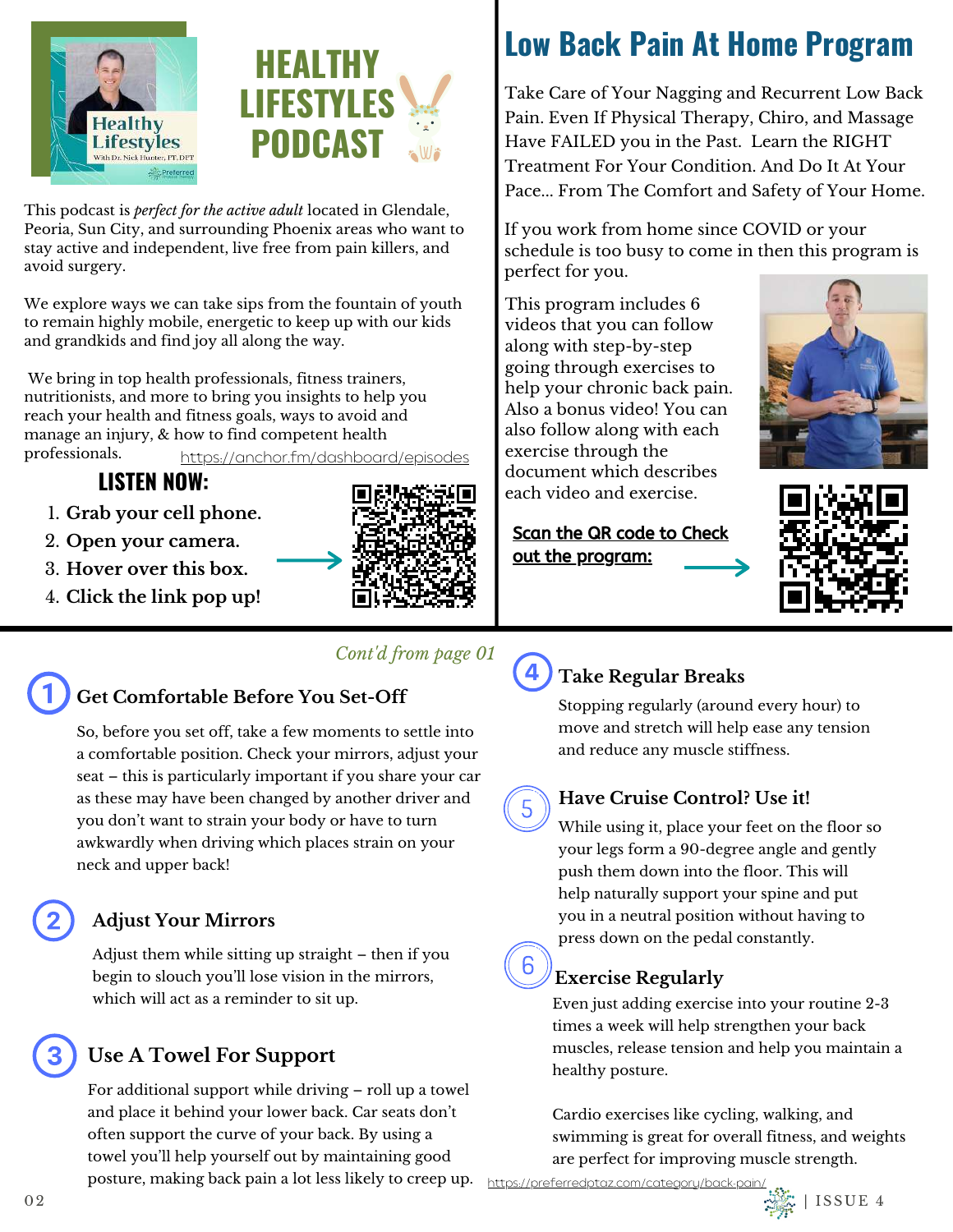# HEALTHY LIFESTYLES PODCAST

This podcast is *perfect for the active adult* located in Glendale, Peoria, Sun City, and surrounding Phoenix areas who want to stay active and independent, live free from pain killers, and avoid surgery.

We explore ways we can take sips from the fountain of youth to remain highly mobile, energetic to keep up with our kids and grandkids and find joy all along the way.

We bring in top health professionals, fitness trainers, nutritionists, and more to bring you insights to help you reach your health and fitness goals, ways to avoid and manage an injury, & how to find competent health professionals.

https://anchor.fm/dashboard/episodes

## LISTEN NOW:

1. **Grab your cell phone.**
2. **Open your camera.**
3. **Hover over this box.**
4. **Click the link pop up!**

# Low Back Pain At Home Program

Take Care of Your Nagging and Recurrent Low Back Pain. Even If Physical Therapy, Chiro, and Massage Have FAILED you in the Past. Learn the RIGHT Treatment For Your Condition. And Do It At Your Pace... From The Comfort and Safety of Your Home.

If you work from home since COVID or your schedule is too busy to come in then this program is perfect for you.

This program includes 6 videos that you can follow along with step-by-step going through exercises to help your chronic back pain. Also a bonus video! You can also follow along with each exercise through the document which describes each video and exercise.

**Scan the QR code to Check out the program:**

*Cont'd from page 01*

## 1 Get Comfortable Before You Set-Off

So, before you set off, take a few moments to settle into a comfortable position. Check your mirrors, adjust your seat – this is particularly important if you share your car as these may have been changed by another driver and you don't want to strain your body or have to turn awkwardly when driving which places strain on your neck and upper back!

## 2 Adjust Your Mirrors

Adjust them while sitting up straight – then if you begin to slouch you'll lose vision in the mirrors, which will act as a reminder to sit up.

## 3 Use A Towel For Support

For additional support while driving – roll up a towel and place it behind your lower back. Car seats don't often support the curve of your back. By using a towel you'll help yourself out by maintaining good posture, making back pain a lot less likely to creep up.

## 4 Take Regular Breaks

Stopping regularly (around every hour) to move and stretch will help ease any tension and reduce any muscle stiffness.

## 5 Have Cruise Control? Use it!

While using it, place your feet on the floor so your legs form a 90-degree angle and gently push them down into the floor. This will help naturally support your spine and put you in a neutral position without having to press down on the pedal constantly.

## 6 Exercise Regularly

Even just adding exercise into your routine 2-3 times a week will help strengthen your back muscles, release tension and help you maintain a healthy posture.

Cardio exercises like cycling, walking, and swimming is great for overall fitness, and weights are perfect for improving muscle strength.

https://preferredptaz.com/category/back-pain/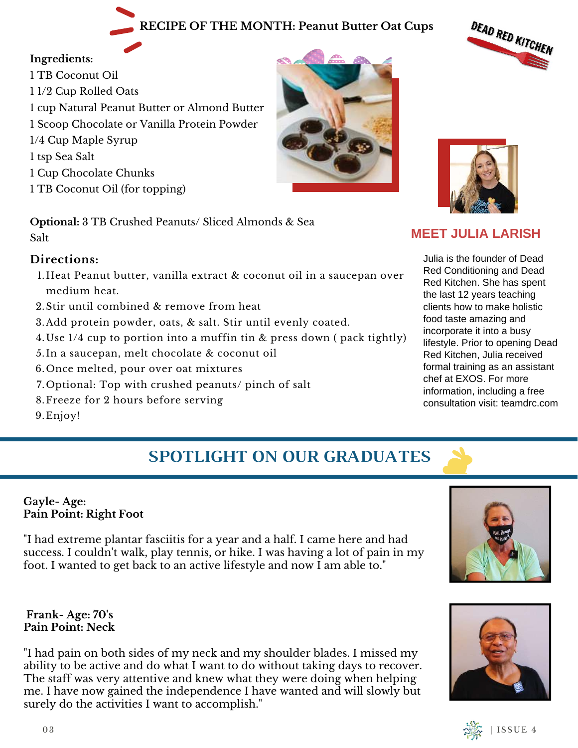## RECIPE OF THE MONTH: Peanut Butter Oat Cups

**Ingredients:**

1 TB Coconut Oil
1 1/2 Cup Rolled Oats
1 cup Natural Peanut Butter or Almond Butter
1 Scoop Chocolate or Vanilla Protein Powder
1/4 Cup Maple Syrup
1 tsp Sea Salt
1 Cup Chocolate Chunks
1 TB Coconut Oil (for topping)

**Optional:** 3 TB Crushed Peanuts/ Sliced Almonds & Sea Salt

**Directions:**

1. Heat Peanut butter, vanilla extract & coconut oil in a saucepan over medium heat.
2. Stir until combined & remove from heat
3. Add protein powder, oats, & salt. Stir until evenly coated.
4. Use 1/4 cup to portion into a muffin tin & press down ( pack tightly)
5. In a saucepan, melt chocolate & coconut oil
6. Once melted, pour over oat mixtures
7. Optional: Top with crushed peanuts/ pinch of salt
8. Freeze for 2 hours before serving
9. Enjoy!

DEAD RED KITCHEN

### MEET JULIA LARISH

Julia is the founder of Dead Red Conditioning and Dead Red Kitchen. She has spent the last 12 years teaching clients how to make holistic food taste amazing and incorporate it into a busy lifestyle. Prior to opening Dead Red Kitchen, Julia received formal training as an assistant chef at EXOS. For more information, including a free consultation visit: teamdrc.com

## SPOTLIGHT ON OUR GRADUATES

**Gayle- Age:**
**Pain Point: Right Foot**

"I had extreme plantar fasciitis for a year and a half. I came here and had success. I couldn't walk, play tennis, or hike. I was having a lot of pain in my foot. I wanted to get back to an active lifestyle and now I am able to."

**Frank- Age: 70's**
**Pain Point: Neck**

"I had pain on both sides of my neck and my shoulder blades. I missed my ability to be active and do what I want to do without taking days to recover. The staff was very attentive and knew what they were doing when helping me. I have now gained the independence I have wanted and will slowly but surely do the activities I want to accomplish."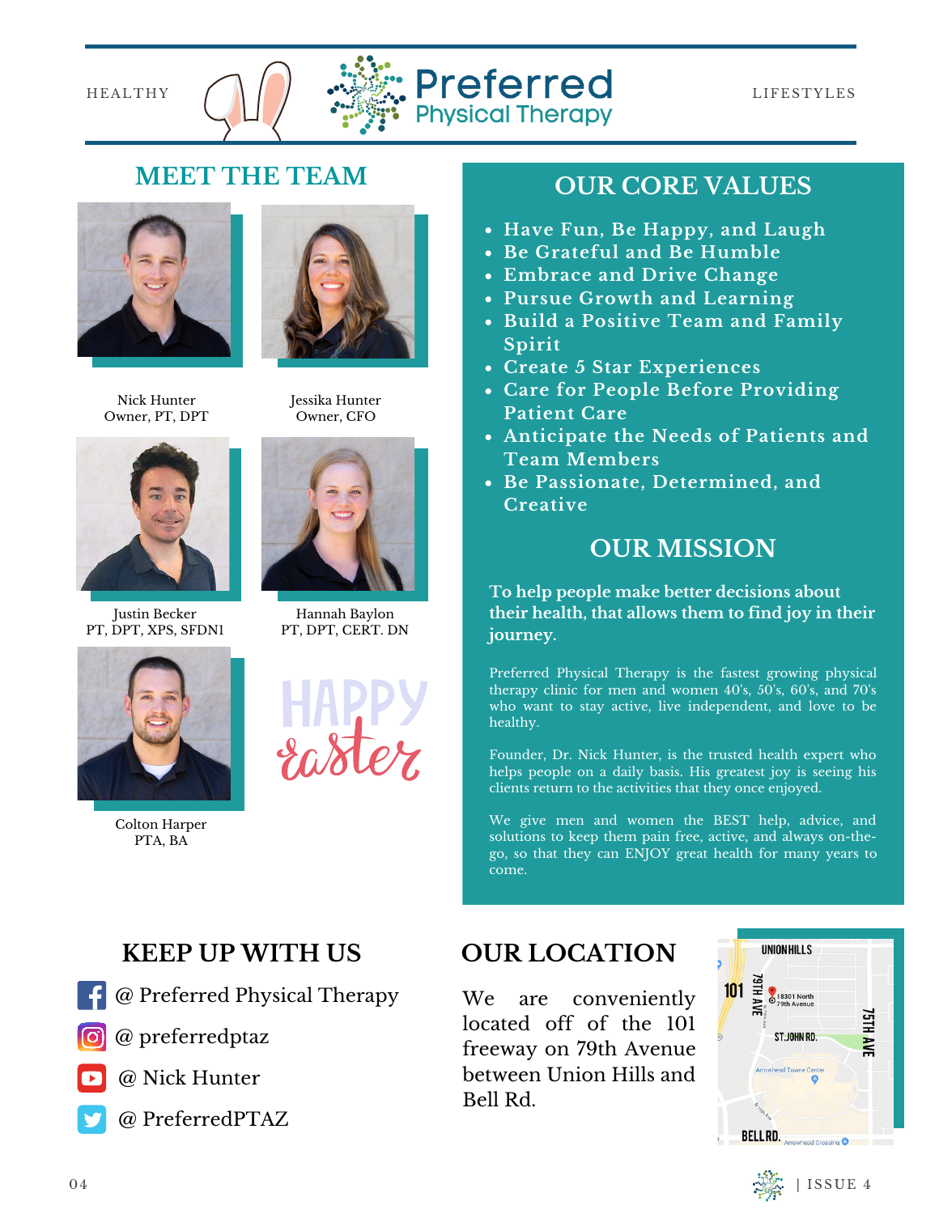HEALTHY

# Preferred Physical Therapy

LIFESTYLES

## MEET THE TEAM

Nick Hunter
Owner, PT, DPT

Jessika Hunter
Owner, CFO

Justin Becker
PT, DPT, XPS, SFDN1

Hannah Baylon
PT, DPT, CERT. DN

Colton Harper
PTA, BA

HAPPY easter

## OUR CORE VALUES

- Have Fun, Be Happy, and Laugh
- Be Grateful and Be Humble
- Embrace and Drive Change
- Pursue Growth and Learning
- Build a Positive Team and Family Spirit
- Create 5 Star Experiences
- Care for People Before Providing Patient Care
- Anticipate the Needs of Patients and Team Members
- Be Passionate, Determined, and Creative

## OUR MISSION

**To help people make better decisions about their health, that allows them to find joy in their journey.**

Preferred Physical Therapy is the fastest growing physical therapy clinic for men and women 40's, 50's, 60's, and 70's who want to stay active, live independent, and love to be healthy.

Founder, Dr. Nick Hunter, is the trusted health expert who helps people on a daily basis. His greatest joy is seeing his clients return to the activities that they once enjoyed.

We give men and women the BEST help, advice, and solutions to keep them pain free, active, and always on-the-go, so that they can ENJOY great health for many years to come.

## KEEP UP WITH US

- @ Preferred Physical Therapy
- @ preferredptaz
- @ Nick Hunter
- @ PreferredPTAZ

## OUR LOCATION

We are conveniently located off of the 101 freeway on 79th Avenue between Union Hills and Bell Rd.

UNION HILLS
101
79TH AVE
18301 North 79th Avenue
ST. JOHN RD.
75TH AVE
Arrowhead Towne Center
BELL RD.
Arrowhead Crossing